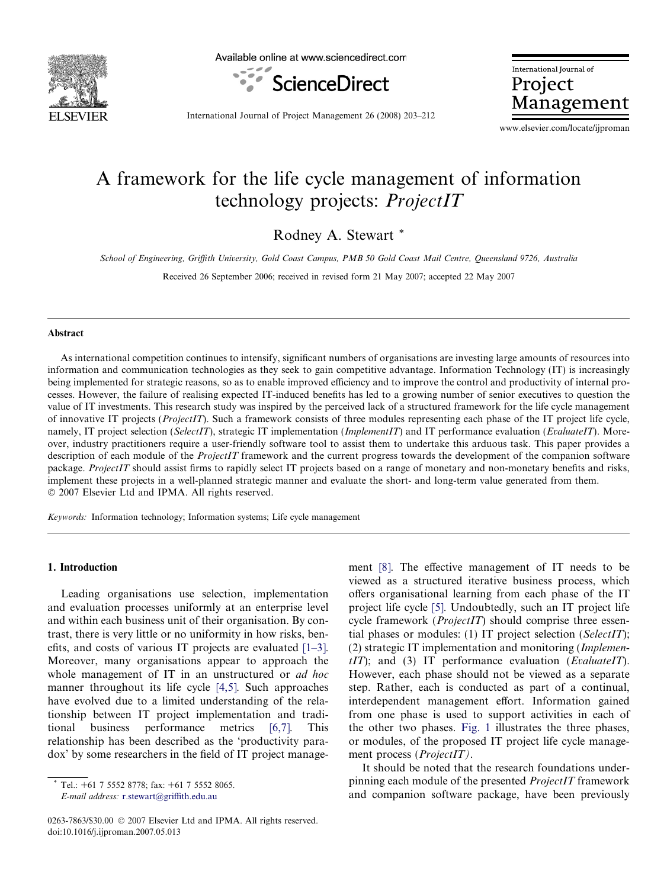# A framework for the life cycle management of information technology projects: *ProjectIT*

Rodney A. Stewart *

*School of Engineering, Griffith University, Gold Coast Campus, PMB 50 Gold Coast Mail Centre, Queensland 9726, Australia*

Received 26 September 2006; received in revised form 21 May 2007; accepted 22 May 2007

## Abstract

As international competition continues to intensify, significant numbers of organisations are investing large amounts of resources into information and communication technologies as they seek to gain competitive advantage. Information Technology (IT) is increasingly being implemented for strategic reasons, so as to enable improved efficiency and to improve the control and productivity of internal processes. However, the failure of realising expected IT-induced benefits has led to a growing number of senior executives to question the value of IT investments. This research study was inspired by the perceived lack of a structured framework for the life cycle management of innovative IT projects (*ProjectIT*). Such a framework consists of three modules representing each phase of the IT project life cycle, namely, IT project selection (*SelectIT*), strategic IT implementation (*ImplementIT*) and IT performance evaluation (*EvaluateIT*). Moreover, industry practitioners require a user-friendly software tool to assist them to undertake this arduous task. This paper provides a description of each module of the *ProjectIT* framework and the current progress towards the development of the companion software package. *ProjectIT* should assist firms to rapidly select IT projects based on a range of monetary and non-monetary benefits and risks, implement these projects in a well-planned strategic manner and evaluate the short- and long-term value generated from them.
© 2007 Elsevier Ltd and IPMA. All rights reserved.

*Keywords:* Information technology; Information systems; Life cycle management

## 1. Introduction

Leading organisations use selection, implementation and evaluation processes uniformly at an enterprise level and within each business unit of their organisation. By contrast, there is very little or no uniformity in how risks, benefits, and costs of various IT projects are evaluated [1–3]. Moreover, many organisations appear to approach the whole management of IT in an unstructured or *ad hoc* manner throughout its life cycle [4,5]. Such approaches have evolved due to a limited understanding of the relationship between IT project implementation and traditional business performance metrics [6,7]. This relationship has been described as the 'productivity paradox' by some researchers in the field of IT project management [8]. The effective management of IT needs to be viewed as a structured iterative business process, which offers organisational learning from each phase of the IT project life cycle [5]. Undoubtedly, such an IT project life cycle framework (*ProjectIT*) should comprise three essential phases or modules: (1) IT project selection (*SelectIT*); (2) strategic IT implementation and monitoring (*ImplementIT*); and (3) IT performance evaluation (*EvaluateIT*). However, each phase should not be viewed as a separate step. Rather, each is conducted as part of a continual, interdependent management effort. Information gained from one phase is used to support activities in each of the other two phases. Fig. 1 illustrates the three phases, or modules, of the proposed IT project life cycle management process (*ProjectIT*).

It should be noted that the research foundations underpinning each module of the presented *ProjectIT* framework and companion software package, have been previously

* Tel.: +61 7 5552 8778; fax: +61 7 5552 8065.
*E-mail address:* r.stewart@griffith.edu.au

0263-7863/$30.00 © 2007 Elsevier Ltd and IPMA. All rights reserved.
doi:10.1016/j.ijproman.2007.05.013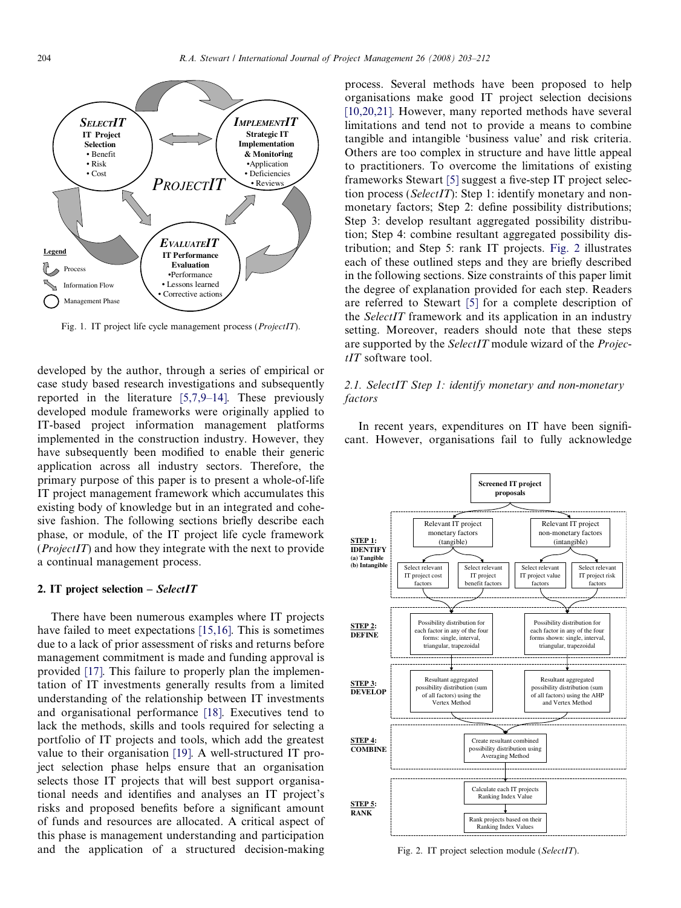Fig. 1. IT project life cycle management process (*ProjectIT*).

developed by the author, through a series of empirical or case study based research investigations and subsequently reported in the literature [5,7,9–14]. These previously developed module frameworks were originally applied to IT-based project information management platforms implemented in the construction industry. However, they have subsequently been modified to enable their generic application across all industry sectors. Therefore, the primary purpose of this paper is to present a whole-of-life IT project management framework which accumulates this existing body of knowledge but in an integrated and cohesive fashion. The following sections briefly describe each phase, or module, of the IT project life cycle framework (*ProjectIT*) and how they integrate with the next to provide a continual management process.

## 2. IT project selection – *SelectIT*

There have been numerous examples where IT projects have failed to meet expectations [15,16]. This is sometimes due to a lack of prior assessment of risks and returns before management commitment is made and funding approval is provided [17]. This failure to properly plan the implementation of IT investments generally results from a limited understanding of the relationship between IT investments and organisational performance [18]. Executives tend to lack the methods, skills and tools required for selecting a portfolio of IT projects and tools, which add the greatest value to their organisation [19]. A well-structured IT project selection phase helps ensure that an organisation selects those IT projects that will best support organisational needs and identifies and analyses an IT project's risks and proposed benefits before a significant amount of funds and resources are allocated. A critical aspect of this phase is management understanding and participation and the application of a structured decision-making process. Several methods have been proposed to help organisations make good IT project selection decisions [10,20,21]. However, many reported methods have several limitations and tend not to provide a means to combine tangible and intangible 'business value' and risk criteria. Others are too complex in structure and have little appeal to practitioners. To overcome the limitations of existing frameworks Stewart [5] suggest a five-step IT project selection process (*SelectIT*): Step 1: identify monetary and non-monetary factors; Step 2: define possibility distributions; Step 3: develop resultant aggregated possibility distribution; Step 4: combine resultant aggregated possibility distribution; and Step 5: rank IT projects. Fig. 2 illustrates each of these outlined steps and they are briefly described in the following sections. Size constraints of this paper limit the degree of explanation provided for each step. Readers are referred to Stewart [5] for a complete description of the *SelectIT* framework and its application in an industry setting. Moreover, readers should note that these steps are supported by the *SelectIT* module wizard of the *ProjectIT* software tool.

### 2.1. SelectIT Step 1: identify monetary and non-monetary factors

In recent years, expenditures on IT have been significant. However, organisations fail to fully acknowledge

Fig. 2. IT project selection module (*SelectIT*).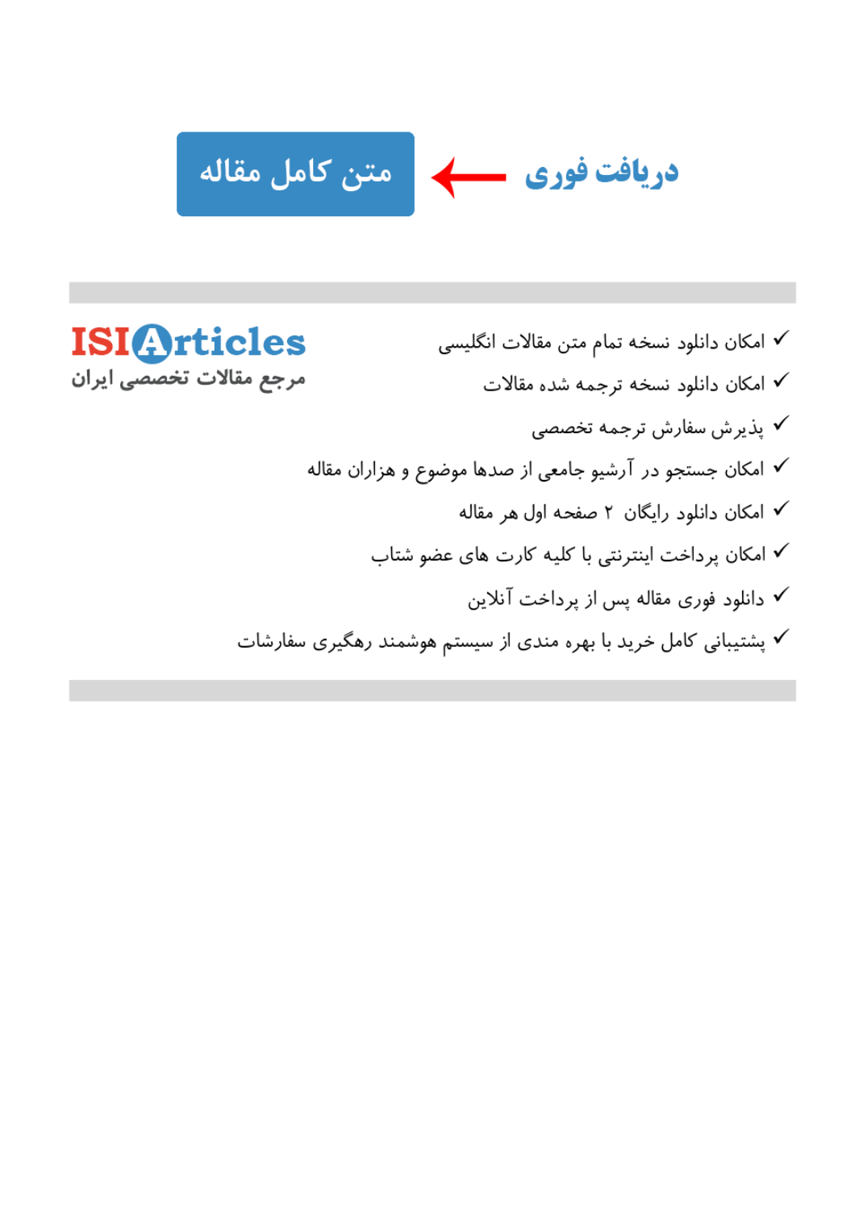دریافت فوری ← متن کامل مقاله

**ISIArticles**
مرجع مقالات تخصصی ایران

- ✓ امکان دانلود نسخه تمام متن مقالات انگلیسی
- ✓ امکان دانلود نسخه ترجمه شده مقالات
- ✓ پذیرش سفارش ترجمه تخصصی
- ✓ امکان جستجو در آرشیو جامعی از صدها موضوع و هزاران مقاله
- ✓ امکان دانلود رایگان ۲ صفحه اول هر مقاله
- ✓ امکان پرداخت اینترنتی با کلیه کارت های عضو شتاب
- ✓ دانلود فوری مقاله پس از پرداخت آنلاین
- ✓ پشتیبانی کامل خرید با بهره مندی از سیستم هوشمند رهگیری سفارشات